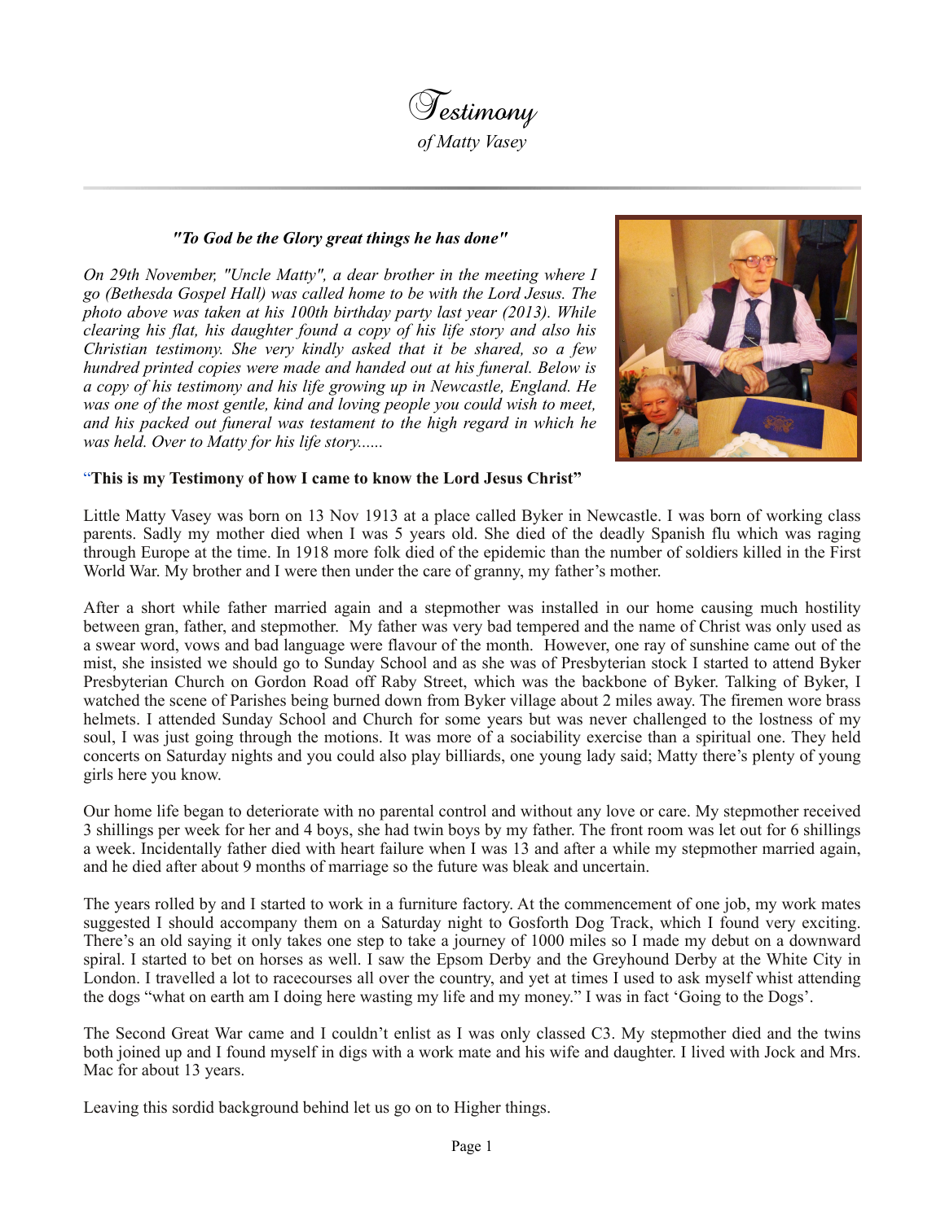# Testimony

*of Matty Vasey*

***"To God be the Glory great things he has done"***

*On 29th November, "Uncle Matty", a dear brother in the meeting where I go (Bethesda Gospel Hall) was called home to be with the Lord Jesus. The photo above was taken at his 100th birthday party last year (2013). While clearing his flat, his daughter found a copy of his life story and also his Christian testimony. She very kindly asked that it be shared, so a few hundred printed copies were made and handed out at his funeral. Below is a copy of his testimony and his life growing up in Newcastle, England. He was one of the most gentle, kind and loving people you could wish to meet, and his packed out funeral was testament to the high regard in which he was held. Over to Matty for his life story......*

**"This is my Testimony of how I came to know the Lord Jesus Christ"**

Little Matty Vasey was born on 13 Nov 1913 at a place called Byker in Newcastle. I was born of working class parents. Sadly my mother died when I was 5 years old. She died of the deadly Spanish flu which was raging through Europe at the time. In 1918 more folk died of the epidemic than the number of soldiers killed in the First World War. My brother and I were then under the care of granny, my father's mother.

After a short while father married again and a stepmother was installed in our home causing much hostility between gran, father, and stepmother. My father was very bad tempered and the name of Christ was only used as a swear word, vows and bad language were flavour of the month. However, one ray of sunshine came out of the mist, she insisted we should go to Sunday School and as she was of Presbyterian stock I started to attend Byker Presbyterian Church on Gordon Road off Raby Street, which was the backbone of Byker. Talking of Byker, I watched the scene of Parishes being burned down from Byker village about 2 miles away. The firemen wore brass helmets. I attended Sunday School and Church for some years but was never challenged to the lostness of my soul, I was just going through the motions. It was more of a sociability exercise than a spiritual one. They held concerts on Saturday nights and you could also play billiards, one young lady said; Matty there's plenty of young girls here you know.

Our home life began to deteriorate with no parental control and without any love or care. My stepmother received 3 shillings per week for her and 4 boys, she had twin boys by my father. The front room was let out for 6 shillings a week. Incidentally father died with heart failure when I was 13 and after a while my stepmother married again, and he died after about 9 months of marriage so the future was bleak and uncertain.

The years rolled by and I started to work in a furniture factory. At the commencement of one job, my work mates suggested I should accompany them on a Saturday night to Gosforth Dog Track, which I found very exciting. There's an old saying it only takes one step to take a journey of 1000 miles so I made my debut on a downward spiral. I started to bet on horses as well. I saw the Epsom Derby and the Greyhound Derby at the White City in London. I travelled a lot to racecourses all over the country, and yet at times I used to ask myself whist attending the dogs "what on earth am I doing here wasting my life and my money." I was in fact 'Going to the Dogs'.

The Second Great War came and I couldn't enlist as I was only classed C3. My stepmother died and the twins both joined up and I found myself in digs with a work mate and his wife and daughter. I lived with Jock and Mrs. Mac for about 13 years.

Leaving this sordid background behind let us go on to Higher things.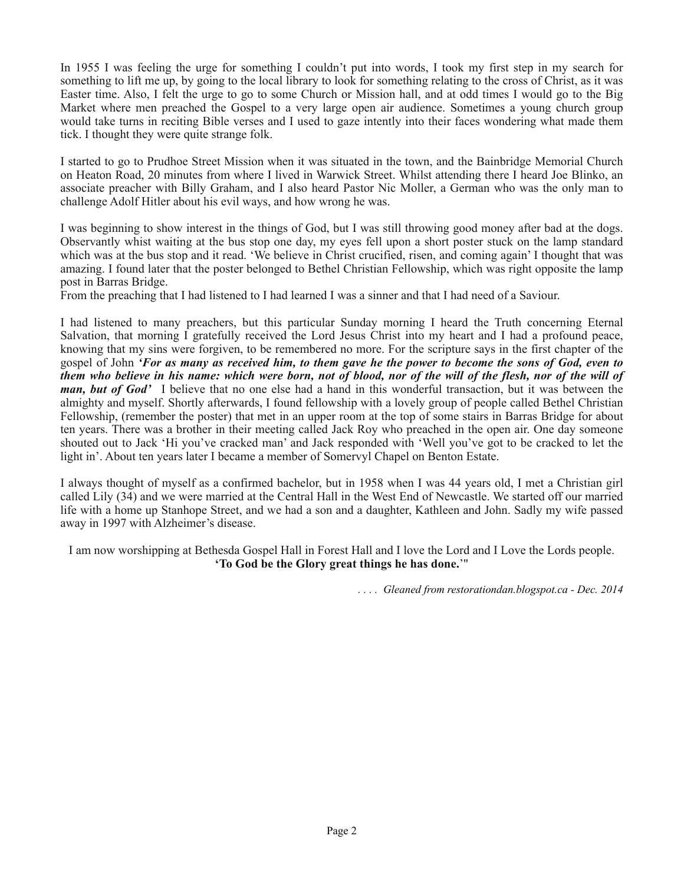In 1955 I was feeling the urge for something I couldn't put into words, I took my first step in my search for something to lift me up, by going to the local library to look for something relating to the cross of Christ, as it was Easter time. Also, I felt the urge to go to some Church or Mission hall, and at odd times I would go to the Big Market where men preached the Gospel to a very large open air audience. Sometimes a young church group would take turns in reciting Bible verses and I used to gaze intently into their faces wondering what made them tick. I thought they were quite strange folk.

I started to go to Prudhoe Street Mission when it was situated in the town, and the Bainbridge Memorial Church on Heaton Road, 20 minutes from where I lived in Warwick Street. Whilst attending there I heard Joe Blinko, an associate preacher with Billy Graham, and I also heard Pastor Nic Moller, a German who was the only man to challenge Adolf Hitler about his evil ways, and how wrong he was.

I was beginning to show interest in the things of God, but I was still throwing good money after bad at the dogs. Observantly whist waiting at the bus stop one day, my eyes fell upon a short poster stuck on the lamp standard which was at the bus stop and it read. 'We believe in Christ crucified, risen, and coming again' I thought that was amazing. I found later that the poster belonged to Bethel Christian Fellowship, which was right opposite the lamp post in Barras Bridge.
From the preaching that I had listened to I had learned I was a sinner and that I had need of a Saviour.

I had listened to many preachers, but this particular Sunday morning I heard the Truth concerning Eternal Salvation, that morning I gratefully received the Lord Jesus Christ into my heart and I had a profound peace, knowing that my sins were forgiven, to be remembered no more. For the scripture says in the first chapter of the gospel of John ***'For as many as received him, to them gave he the power to become the sons of God, even to them who believe in his name: which were born, not of blood, nor of the will of the flesh, nor of the will of man, but of God'*** I believe that no one else had a hand in this wonderful transaction, but it was between the almighty and myself. Shortly afterwards, I found fellowship with a lovely group of people called Bethel Christian Fellowship, (remember the poster) that met in an upper room at the top of some stairs in Barras Bridge for about ten years. There was a brother in their meeting called Jack Roy who preached in the open air. One day someone shouted out to Jack 'Hi you've cracked man' and Jack responded with 'Well you've got to be cracked to let the light in'. About ten years later I became a member of Somervyl Chapel on Benton Estate.

I always thought of myself as a confirmed bachelor, but in 1958 when I was 44 years old, I met a Christian girl called Lily (34) and we were married at the Central Hall in the West End of Newcastle. We started off our married life with a home up Stanhope Street, and we had a son and a daughter, Kathleen and John. Sadly my wife passed away in 1997 with Alzheimer's disease.

I am now worshipping at Bethesda Gospel Hall in Forest Hall and I love the Lord and I Love the Lords people.
**'To God be the Glory great things he has done.'"**

*. . . . Gleaned from restorationdan.blogspot.ca - Dec. 2014*